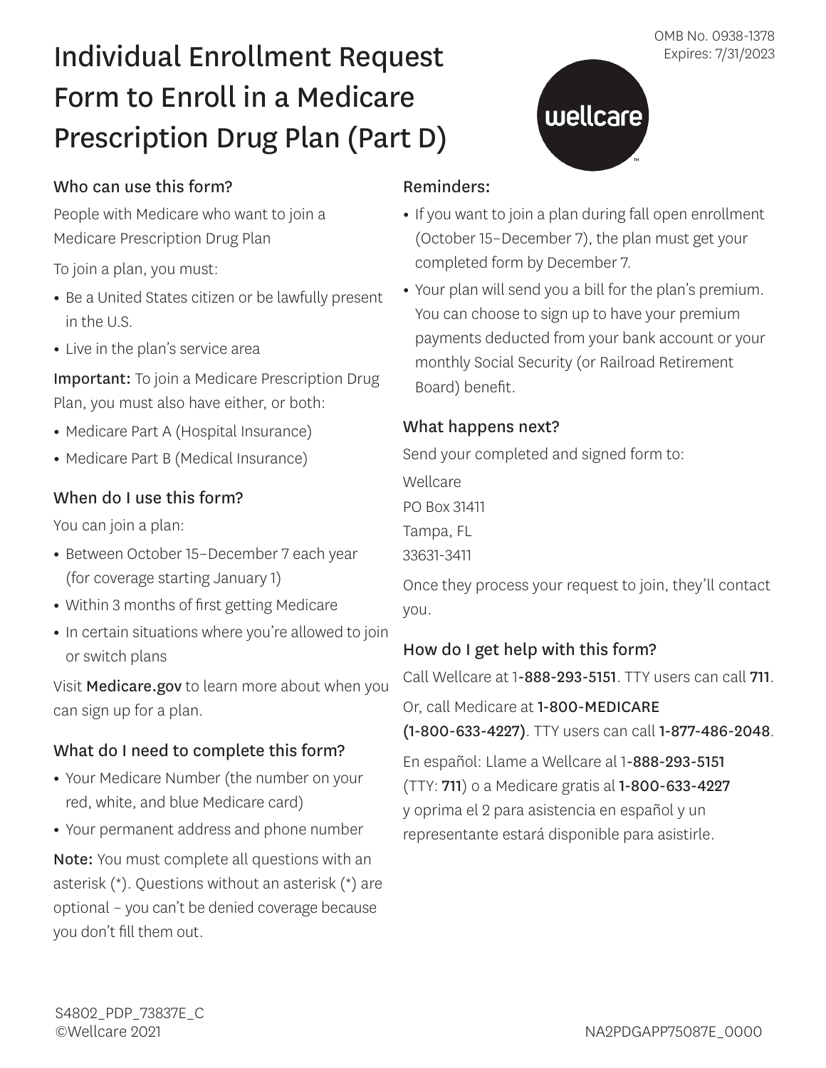OMB No. 0938-1378
Expires: 7/31/2023

# Individual Enrollment Request Form to Enroll in a Medicare Prescription Drug Plan (Part D)

## Who can use this form?

People with Medicare who want to join a Medicare Prescription Drug Plan

To join a plan, you must:

- Be a United States citizen or be lawfully present in the U.S.
- Live in the plan's service area

**Important:** To join a Medicare Prescription Drug Plan, you must also have either, or both:

- Medicare Part A (Hospital Insurance)
- Medicare Part B (Medical Insurance)

## When do I use this form?

You can join a plan:

- Between October 15–December 7 each year (for coverage starting January 1)
- Within 3 months of first getting Medicare
- In certain situations where you're allowed to join or switch plans

Visit **Medicare.gov** to learn more about when you can sign up for a plan.

## What do I need to complete this form?

- Your Medicare Number (the number on your red, white, and blue Medicare card)
- Your permanent address and phone number

**Note:** You must complete all questions with an asterisk (*). Questions without an asterisk (*) are optional – you can't be denied coverage because you don't fill them out.

## Reminders:

- If you want to join a plan during fall open enrollment (October 15–December 7), the plan must get your completed form by December 7.
- Your plan will send you a bill for the plan's premium. You can choose to sign up to have your premium payments deducted from your bank account or your monthly Social Security (or Railroad Retirement Board) benefit.

## What happens next?

Send your completed and signed form to:

Wellcare
PO Box 31411
Tampa, FL
33631-3411

Once they process your request to join, they'll contact you.

## How do I get help with this form?

Call Wellcare at **1-888-293-5151**. TTY users can call **711**.

Or, call Medicare at **1-800-MEDICARE (1-800-633-4227)**. TTY users can call **1-877-486-2048**.

En español: Llame a Wellcare al **1-888-293-5151** (TTY: **711**) o a Medicare gratis al **1-800-633-4227** y oprima el 2 para asistencia en español y un representante estará disponible para asistirle.

S4802_PDP_73837E_C
©Wellcare 2021

NA2PDGAPP75087E_0000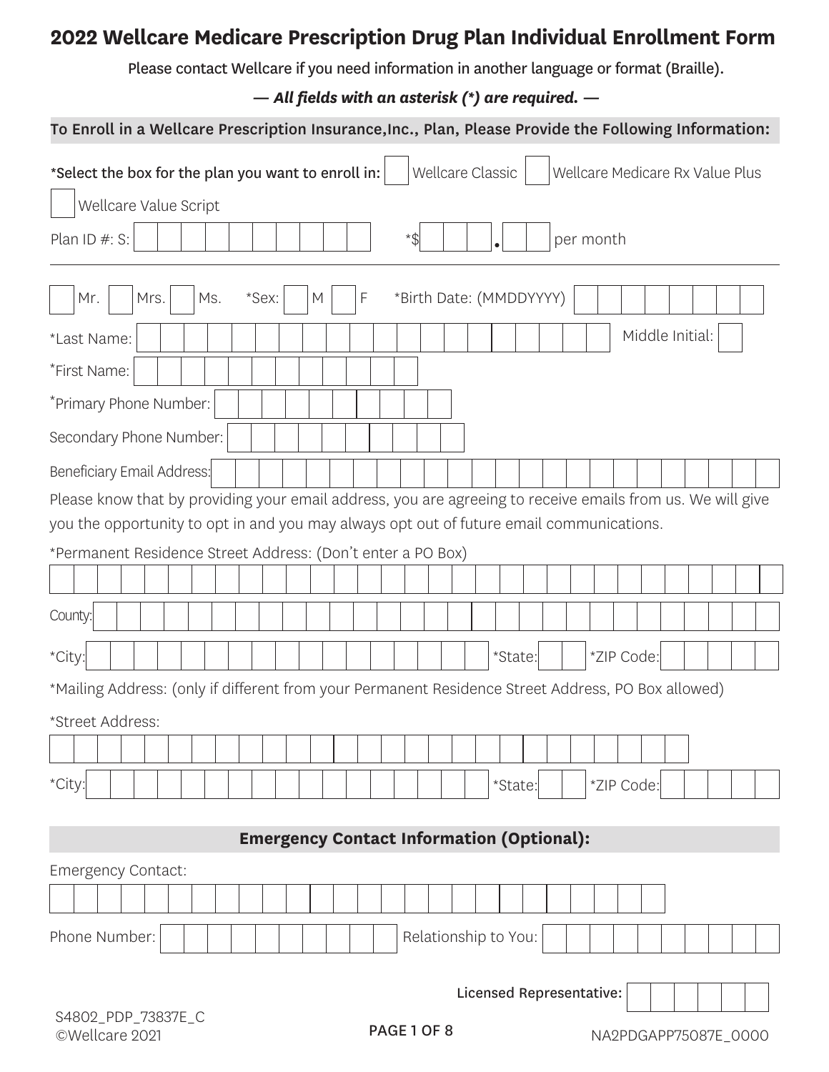# 2022 Wellcare Medicare Prescription Drug Plan Individual Enrollment Form

Please contact Wellcare if you need information in another language or format (Braille).

***— All fields with an asterisk (*) are required. —***

**To Enroll in a Wellcare Prescription Insurance,Inc., Plan, Please Provide the Following Information:**

*Select the box for the plan you want to enroll in: ☐ Wellcare Classic ☐ Wellcare Medicare Rx Value Plus ☐ Wellcare Value Script

Plan ID #: S: ________ *$ ___ . __ per month

---

☐ Mr. ☐ Mrs. ☐ Ms. *Sex: ☐ M ☐ F *Birth Date: (MMDDYYYY) ________

*Last Name: ________ Middle Initial: __

*First Name: ________

*Primary Phone Number: ________

Secondary Phone Number: ________

Beneficiary Email Address: ________

Please know that by providing your email address, you are agreeing to receive emails from us. We will give you the opportunity to opt in and you may always opt out of future email communications.

*Permanent Residence Street Address: (Don't enter a PO Box)

________

County: ________

*City: ________ *State: __ *ZIP Code: ________

*Mailing Address: (only if different from your Permanent Residence Street Address, PO Box allowed)

*Street Address:

________

*City: ________ *State: __ *ZIP Code: ________

**Emergency Contact Information (Optional):**

Emergency Contact:

________

Phone Number: ________ Relationship to You: ________

**Licensed Representative:** ________

S4802_PDP_73837E_C
©Wellcare 2021

NA2PDGAPP75087E_0000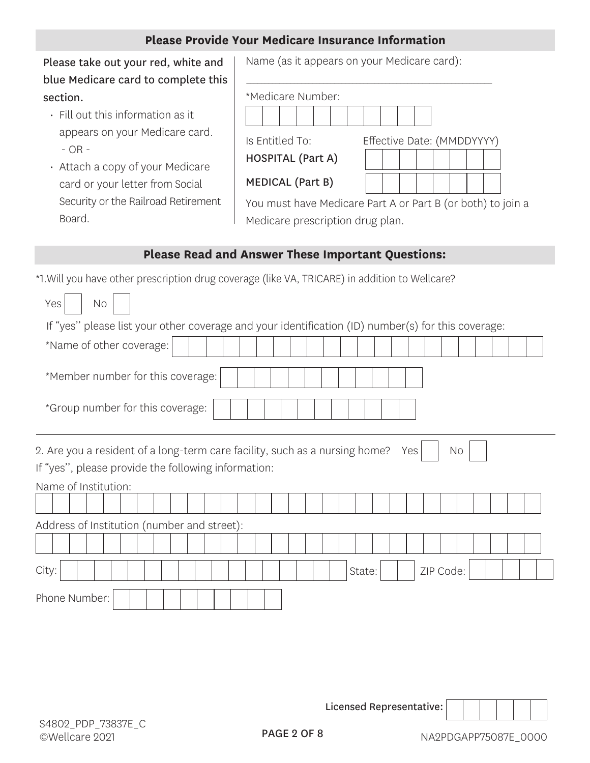## Please Provide Your Medicare Insurance Information

**Please take out your red, white and blue Medicare card to complete this section.**

- Fill out this information as it appears on your Medicare card.
  - OR -
- Attach a copy of your Medicare card or your letter from Social Security or the Railroad Retirement Board.

Name (as it appears on your Medicare card): ______________________________

*Medicare Number: ☐☐☐☐☐☐☐☐☐☐☐

| Is Entitled To: | Effective Date: (MMDDYYYY) |
|---|---|
| HOSPITAL (Part A) | ☐☐☐☐☐☐☐☐ |
| MEDICAL (Part B) | ☐☐☐☐☐☐☐☐ |

You must have Medicare Part A or Part B (or both) to join a Medicare prescription drug plan.

## Please Read and Answer These Important Questions:

*1.Will you have other prescription drug coverage (like VA, TRICARE) in addition to Wellcare?

Yes ☐ No ☐

If "yes" please list your other coverage and your identification (ID) number(s) for this coverage:

*Name of other coverage: ☐☐☐☐☐☐☐☐☐☐☐☐☐☐☐☐☐☐☐☐☐☐

*Member number for this coverage: ☐☐☐☐☐☐☐☐☐☐☐☐

*Group number for this coverage: ☐☐☐☐☐☐☐☐☐☐☐☐

---

2. Are you a resident of a long-term care facility, such as a nursing home? Yes ☐ No ☐

If "yes", please provide the following information:

Name of Institution: ☐☐☐☐☐☐☐☐☐☐☐☐☐☐☐☐☐☐☐☐☐☐☐☐☐☐☐☐☐☐

Address of Institution (number and street): ☐☐☐☐☐☐☐☐☐☐☐☐☐☐☐☐☐☐☐☐☐☐☐☐☐☐☐☐☐☐

City: ☐☐☐☐☐☐☐☐☐☐☐☐☐☐☐☐☐ State: ☐☐ ZIP Code: ☐☐☐☐☐

Phone Number: ☐☐☐☐☐☐☐☐☐☐

Licensed Representative: ☐☐☐☐☐☐

S4802_PDP_73837E_C
©Wellcare 2021

NA2PDGAPP75087E_0000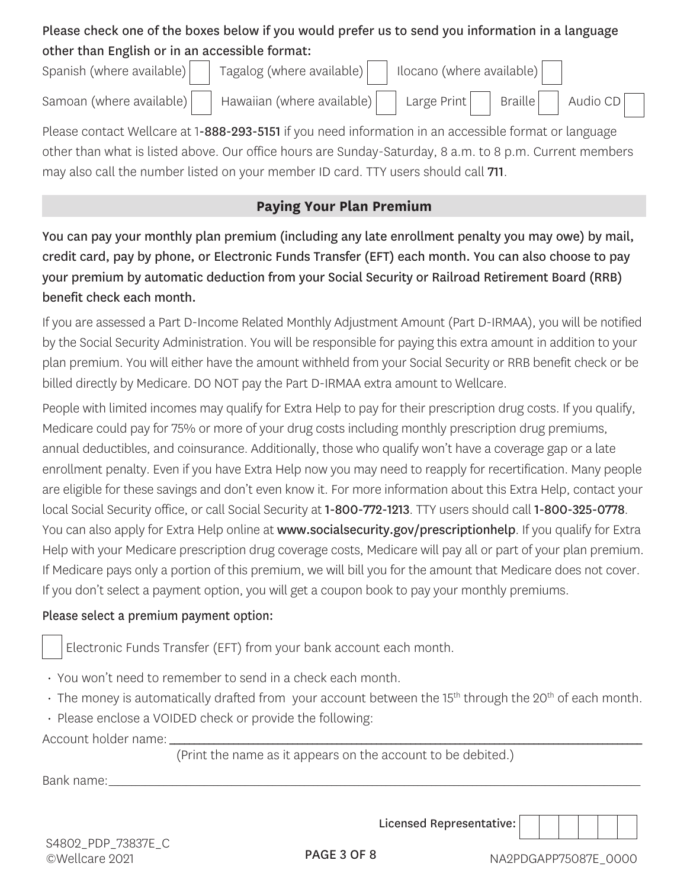Please check one of the boxes below if you would prefer us to send you information in a language other than English or in an accessible format:

Spanish (where available) ☐ Tagalog (where available) ☐ Ilocano (where available) ☐

Samoan (where available) ☐ Hawaiian (where available) ☐ Large Print ☐ Braille ☐ Audio CD ☐

Please contact Wellcare at 1-**888-293-5151** if you need information in an accessible format or language other than what is listed above. Our office hours are Sunday-Saturday, 8 a.m. to 8 p.m. Current members may also call the number listed on your member ID card. TTY users should call **711**.

## Paying Your Plan Premium

You can pay your monthly plan premium (including any late enrollment penalty you may owe) by mail, credit card, pay by phone, or Electronic Funds Transfer (EFT) each month. You can also choose to pay your premium by automatic deduction from your Social Security or Railroad Retirement Board (RRB) benefit check each month.

If you are assessed a Part D-Income Related Monthly Adjustment Amount (Part D-IRMAA), you will be notified by the Social Security Administration. You will be responsible for paying this extra amount in addition to your plan premium. You will either have the amount withheld from your Social Security or RRB benefit check or be billed directly by Medicare. DO NOT pay the Part D-IRMAA extra amount to Wellcare.

People with limited incomes may qualify for Extra Help to pay for their prescription drug costs. If you qualify, Medicare could pay for 75% or more of your drug costs including monthly prescription drug premiums, annual deductibles, and coinsurance. Additionally, those who qualify won't have a coverage gap or a late enrollment penalty. Even if you have Extra Help now you may need to reapply for recertification. Many people are eligible for these savings and don't even know it. For more information about this Extra Help, contact your local Social Security office, or call Social Security at **1-800-772-1213**. TTY users should call **1-800-325-0778**. You can also apply for Extra Help online at **www.socialsecurity.gov/prescriptionhelp**. If you qualify for Extra Help with your Medicare prescription drug coverage costs, Medicare will pay all or part of your plan premium. If Medicare pays only a portion of this premium, we will bill you for the amount that Medicare does not cover. If you don't select a payment option, you will get a coupon book to pay your monthly premiums.

Please select a premium payment option:

☐ Electronic Funds Transfer (EFT) from your bank account each month.

- You won't need to remember to send in a check each month.
- The money is automatically drafted from your account between the 15th through the 20th of each month.
- Please enclose a VOIDED check or provide the following:

Account holder name: ______________________________________________

(Print the name as it appears on the account to be debited.)

Bank name: ______________________________________________

Licensed Representative: ☐☐☐☐☐☐

S4802_PDP_73837E_C
©Wellcare 2021

NA2PDGAPP75087E_0000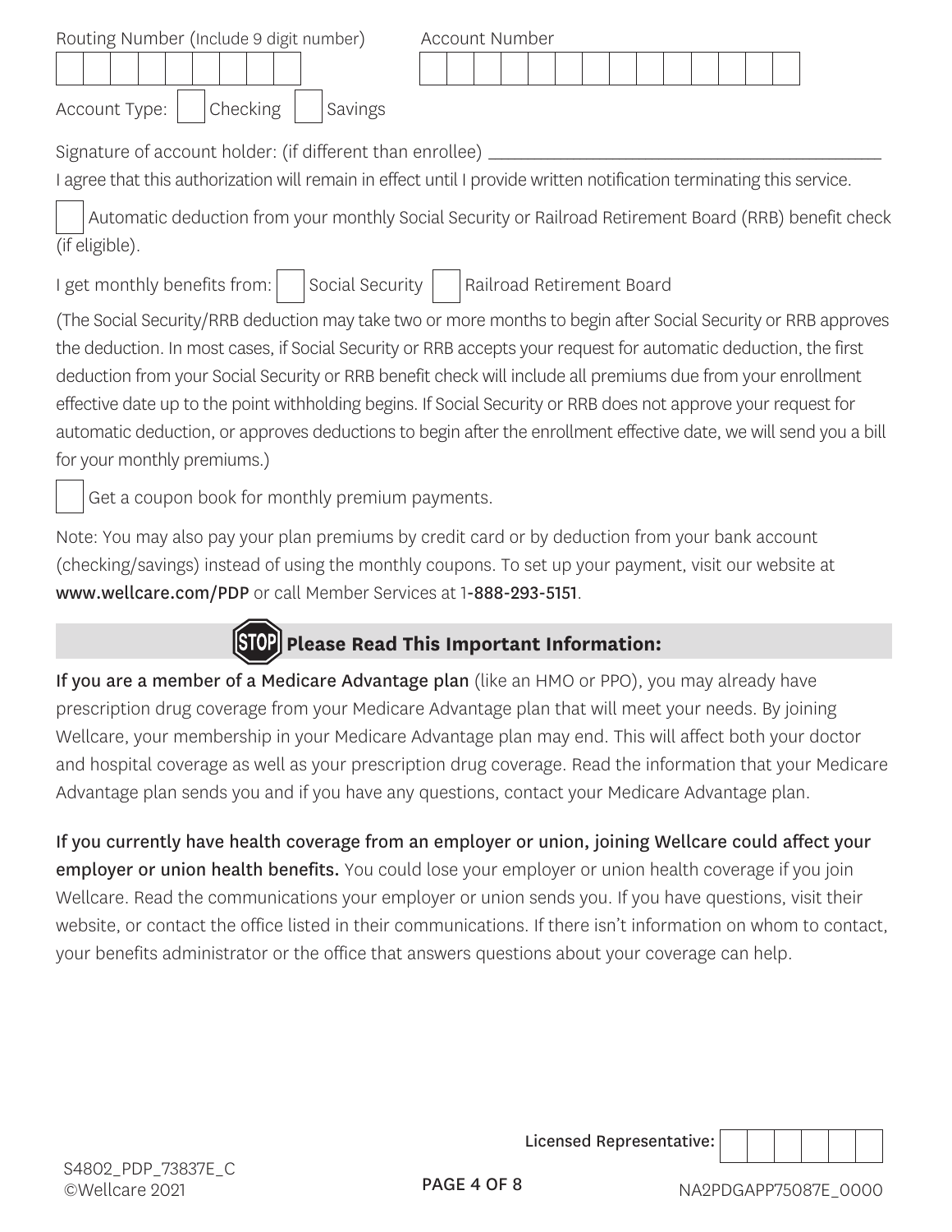Routing Number (Include 9 digit number) | | | | | | | | | |

Account Number | | | | | | | | | | | | | | |

Account Type: ☐ Checking ☐ Savings

Signature of account holder: (if different than enrollee) ___________________________

I agree that this authorization will remain in effect until I provide written notification terminating this service.

☐ Automatic deduction from your monthly Social Security or Railroad Retirement Board (RRB) benefit check (if eligible).

I get monthly benefits from: ☐ Social Security ☐ Railroad Retirement Board

(The Social Security/RRB deduction may take two or more months to begin after Social Security or RRB approves the deduction. In most cases, if Social Security or RRB accepts your request for automatic deduction, the first deduction from your Social Security or RRB benefit check will include all premiums due from your enrollment effective date up to the point withholding begins. If Social Security or RRB does not approve your request for automatic deduction, or approves deductions to begin after the enrollment effective date, we will send you a bill for your monthly premiums.)

☐ Get a coupon book for monthly premium payments.

Note: You may also pay your plan premiums by credit card or by deduction from your bank account (checking/savings) instead of using the monthly coupons. To set up your payment, visit our website at www.wellcare.com/PDP or call Member Services at 1-888-293-5151.

## STOP Please Read This Important Information:

If you are a member of a Medicare Advantage plan (like an HMO or PPO), you may already have prescription drug coverage from your Medicare Advantage plan that will meet your needs. By joining Wellcare, your membership in your Medicare Advantage plan may end. This will affect both your doctor and hospital coverage as well as your prescription drug coverage. Read the information that your Medicare Advantage plan sends you and if you have any questions, contact your Medicare Advantage plan.

**If you currently have health coverage from an employer or union, joining Wellcare could affect your employer or union health benefits.** You could lose your employer or union health coverage if you join Wellcare. Read the communications your employer or union sends you. If you have questions, visit their website, or contact the office listed in their communications. If there isn't information on whom to contact, your benefits administrator or the office that answers questions about your coverage can help.

Licensed Representative: | | | | | | |

S4802_PDP_73837E_C
©Wellcare 2021

NA2PDGAPP75087E_0000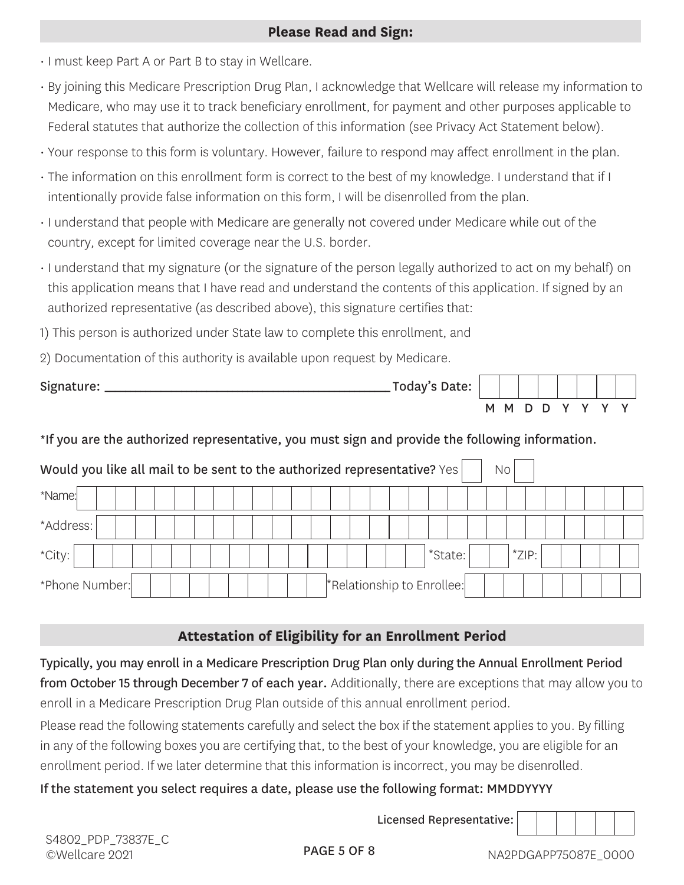## Please Read and Sign:

- I must keep Part A or Part B to stay in Wellcare.
- By joining this Medicare Prescription Drug Plan, I acknowledge that Wellcare will release my information to Medicare, who may use it to track beneficiary enrollment, for payment and other purposes applicable to Federal statutes that authorize the collection of this information (see Privacy Act Statement below).
- Your response to this form is voluntary. However, failure to respond may affect enrollment in the plan.
- The information on this enrollment form is correct to the best of my knowledge. I understand that if I intentionally provide false information on this form, I will be disenrolled from the plan.
- I understand that people with Medicare are generally not covered under Medicare while out of the country, except for limited coverage near the U.S. border.
- I understand that my signature (or the signature of the person legally authorized to act on my behalf) on this application means that I have read and understand the contents of this application. If signed by an authorized representative (as described above), this signature certifies that:

1) This person is authorized under State law to complete this enrollment, and

2) Documentation of this authority is available upon request by Medicare.

Signature: ______________________________________ Today's Date: M M D D Y Y Y Y

*If you are the authorized representative, you must sign and provide the following information.

Would you like all mail to be sent to the authorized representative? Yes ☐ No ☐

*Name:

*Address:

*City: *State: *ZIP:

*Phone Number: *Relationship to Enrollee:

## Attestation of Eligibility for an Enrollment Period

**Typically, you may enroll in a Medicare Prescription Drug Plan only during the Annual Enrollment Period from October 15 through December 7 of each year.** Additionally, there are exceptions that may allow you to enroll in a Medicare Prescription Drug Plan outside of this annual enrollment period.

Please read the following statements carefully and select the box if the statement applies to you. By filling in any of the following boxes you are certifying that, to the best of your knowledge, you are eligible for an enrollment period. If we later determine that this information is incorrect, you may be disenrolled.

**If the statement you select requires a date, please use the following format: MMDDYYYY**

Licensed Representative:

S4802_PDP_73837E_C
©Wellcare 2021

NA2PDGAPP75087E_0000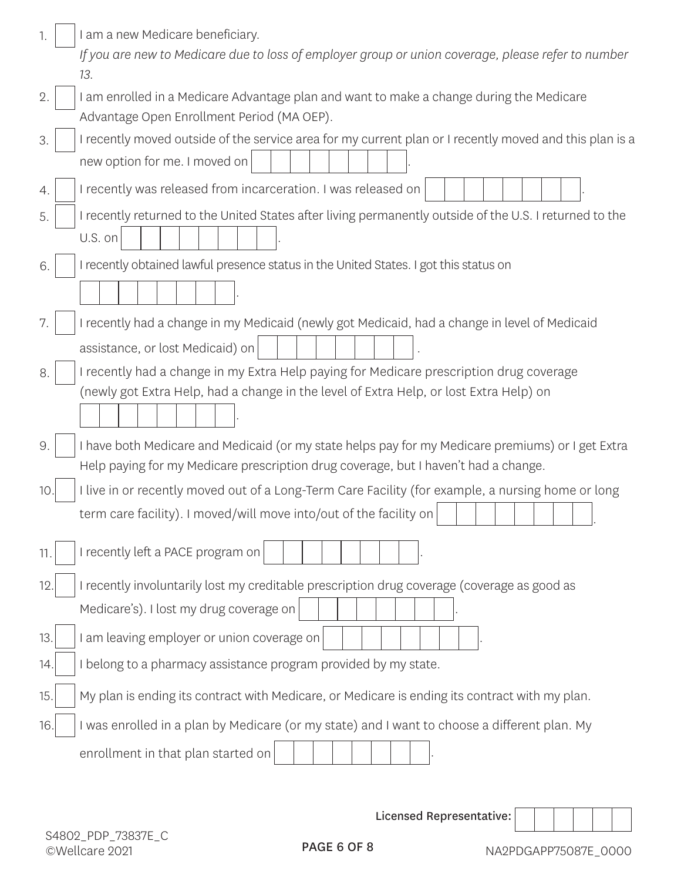1. ☐ I am a new Medicare beneficiary.
   *If you are new to Medicare due to loss of employer group or union coverage, please refer to number 13.*
2. ☐ I am enrolled in a Medicare Advantage plan and want to make a change during the Medicare Advantage Open Enrollment Period (MA OEP).
3. ☐ I recently moved outside of the service area for my current plan or I recently moved and this plan is a new option for me. I moved on ☐☐☐☐☐☐☐☐.
4. ☐ I recently was released from incarceration. I was released on ☐☐☐☐☐☐☐☐.
5. ☐ I recently returned to the United States after living permanently outside of the U.S. I returned to the U.S. on ☐☐☐☐☐☐☐☐.
6. ☐ I recently obtained lawful presence status in the United States. I got this status on ☐☐☐☐☐☐☐☐.
7. ☐ I recently had a change in my Medicaid (newly got Medicaid, had a change in level of Medicaid assistance, or lost Medicaid) on ☐☐☐☐☐☐☐☐.
8. ☐ I recently had a change in my Extra Help paying for Medicare prescription drug coverage (newly got Extra Help, had a change in the level of Extra Help, or lost Extra Help) on ☐☐☐☐☐☐☐☐.
9. ☐ I have both Medicare and Medicaid (or my state helps pay for my Medicare premiums) or I get Extra Help paying for my Medicare prescription drug coverage, but I haven't had a change.
10. ☐ I live in or recently moved out of a Long-Term Care Facility (for example, a nursing home or long term care facility). I moved/will move into/out of the facility on ☐☐☐☐☐☐☐☐.
11. ☐ I recently left a PACE program on ☐☐☐☐☐☐☐☐.
12. ☐ I recently involuntarily lost my creditable prescription drug coverage (coverage as good as Medicare's). I lost my drug coverage on ☐☐☐☐☐☐☐☐.
13. ☐ I am leaving employer or union coverage on ☐☐☐☐☐☐☐☐.
14. ☐ I belong to a pharmacy assistance program provided by my state.
15. ☐ My plan is ending its contract with Medicare, or Medicare is ending its contract with my plan.
16. ☐ I was enrolled in a plan by Medicare (or my state) and I want to choose a different plan. My enrollment in that plan started on ☐☐☐☐☐☐☐☐.

**Licensed Representative:** ☐☐☐☐☐☐

S4802_PDP_73837E_C
©Wellcare 2021

NA2PDGAPP75087E_0000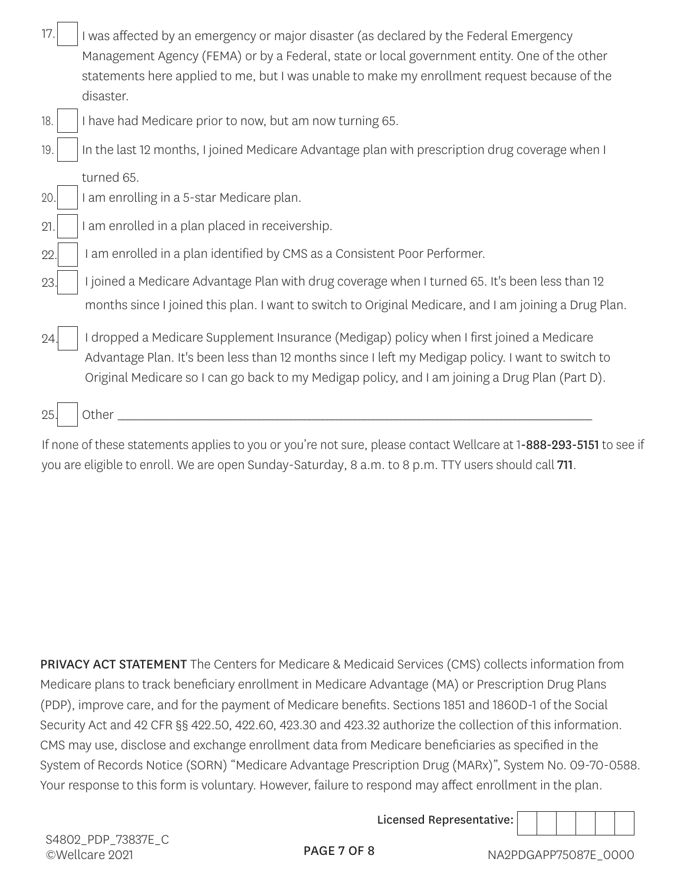17. ☐ I was affected by an emergency or major disaster (as declared by the Federal Emergency Management Agency (FEMA) or by a Federal, state or local government entity. One of the other statements here applied to me, but I was unable to make my enrollment request because of the disaster.
18. ☐ I have had Medicare prior to now, but am now turning 65.
19. ☐ In the last 12 months, I joined Medicare Advantage plan with prescription drug coverage when I turned 65.
20. ☐ I am enrolling in a 5-star Medicare plan.
21. ☐ I am enrolled in a plan placed in receivership.
22. ☐ I am enrolled in a plan identified by CMS as a Consistent Poor Performer.
23. ☐ I joined a Medicare Advantage Plan with drug coverage when I turned 65. It's been less than 12 months since I joined this plan. I want to switch to Original Medicare, and I am joining a Drug Plan.
24. ☐ I dropped a Medicare Supplement Insurance (Medigap) policy when I first joined a Medicare Advantage Plan. It's been less than 12 months since I left my Medigap policy. I want to switch to Original Medicare so I can go back to my Medigap policy, and I am joining a Drug Plan (Part D).
25. ☐ Other ______________________________________________

If none of these statements applies to you or you're not sure, please contact Wellcare at 1-**888-293-5151** to see if you are eligible to enroll. We are open Sunday-Saturday, 8 a.m. to 8 p.m. TTY users should call **711**.

**PRIVACY ACT STATEMENT** The Centers for Medicare & Medicaid Services (CMS) collects information from Medicare plans to track beneficiary enrollment in Medicare Advantage (MA) or Prescription Drug Plans (PDP), improve care, and for the payment of Medicare benefits. Sections 1851 and 1860D-1 of the Social Security Act and 42 CFR §§ 422.50, 422.60, 423.30 and 423.32 authorize the collection of this information. CMS may use, disclose and exchange enrollment data from Medicare beneficiaries as specified in the System of Records Notice (SORN) "Medicare Advantage Prescription Drug (MARx)", System No. 09-70-0588. Your response to this form is voluntary. However, failure to respond may affect enrollment in the plan.

Licensed Representative: ☐☐☐☐☐☐

S4802_PDP_73837E_C
©Wellcare 2021

NA2PDGAPP75087E_0000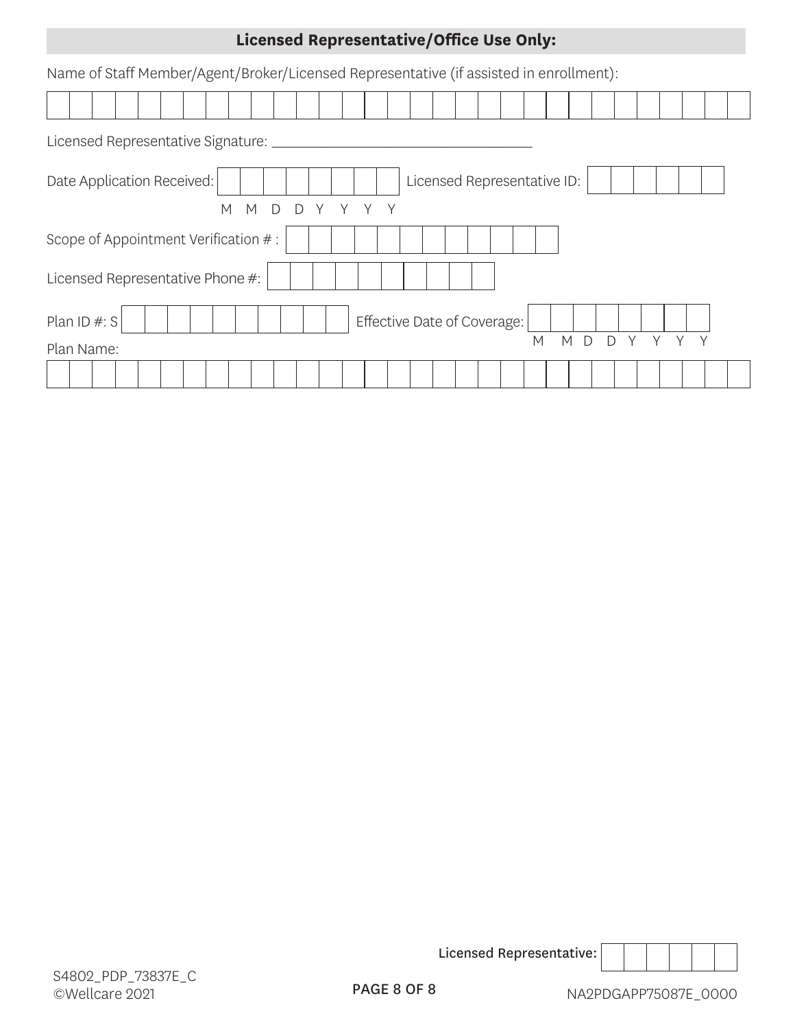## Licensed Representative/Office Use Only:

Name of Staff Member/Agent/Broker/Licensed Representative (if assisted in enrollment):

Licensed Representative Signature: ___________________________________

Date Application Received: MMDDYYYY

Licensed Representative ID:

Scope of Appointment Verification # :

Licensed Representative Phone #:

Plan ID #: S

Effective Date of Coverage: MMDDYYYY

Plan Name:

Licensed Representative:

S4802_PDP_73837E_C
©Wellcare 2021

NA2PDGAPP75087E_0000